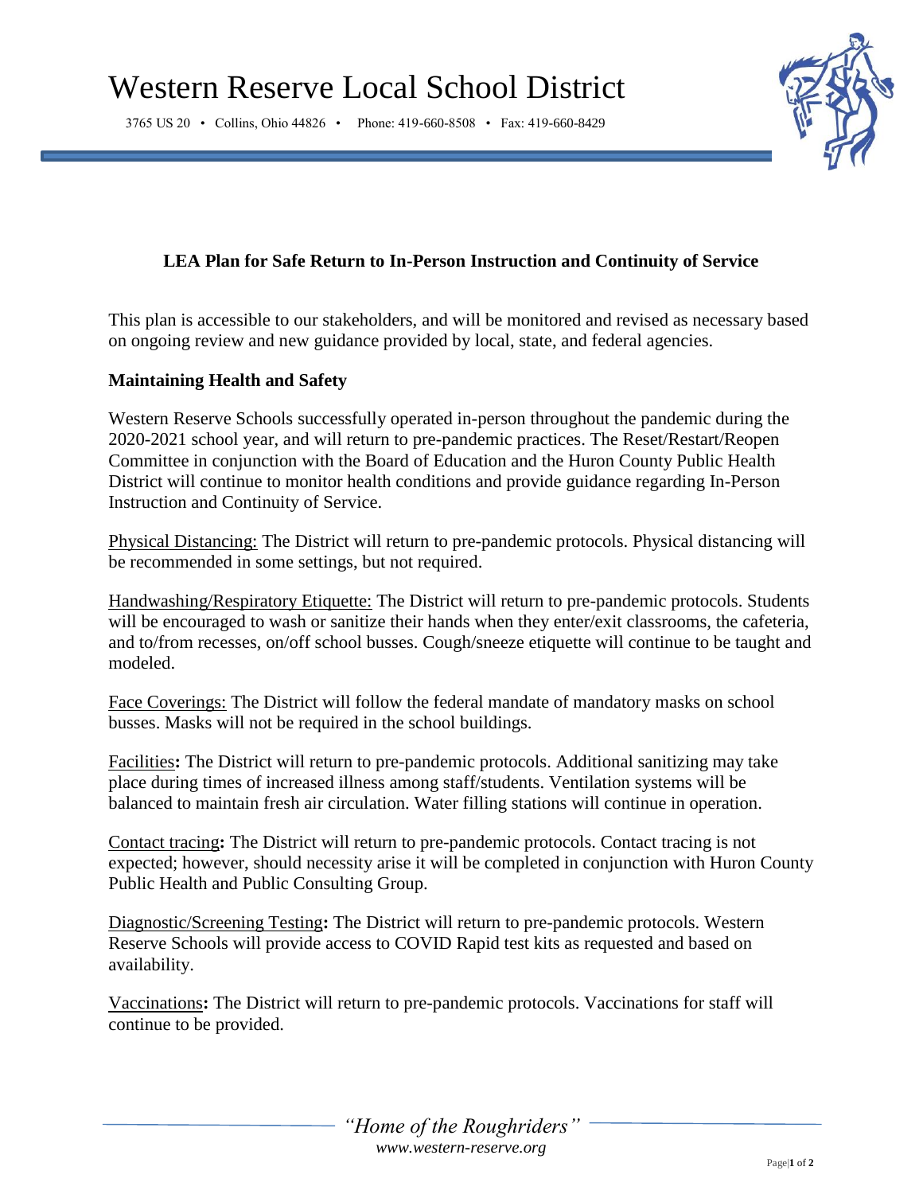# Western Reserve Local School District

3765 US 20 • Collins, Ohio 44826 • Phone: 419-660-8508 • Fax: 419-660-8429

## LEA Plan for Safe Return to In-Person Instruction and Continuity of Service

This plan is accessible to our stakeholders, and will be monitored and revised as necessary based on ongoing review and new guidance provided by local, state, and federal agencies.

### Maintaining Health and Safety

Western Reserve Schools successfully operated in-person throughout the pandemic during the 2020-2021 school year, and will return to pre-pandemic practices. The Reset/Restart/Reopen Committee in conjunction with the Board of Education and the Huron County Public Health District will continue to monitor health conditions and provide guidance regarding In-Person Instruction and Continuity of Service.

<u>Physical Distancing:</u> The District will return to pre-pandemic protocols. Physical distancing will be recommended in some settings, but not required.

<u>Handwashing/Respiratory Etiquette:</u> The District will return to pre-pandemic protocols. Students will be encouraged to wash or sanitize their hands when they enter/exit classrooms, the cafeteria, and to/from recesses, on/off school busses. Cough/sneeze etiquette will continue to be taught and modeled.

<u>Face Coverings:</u> The District will follow the federal mandate of mandatory masks on school busses. Masks will not be required in the school buildings.

<u>Facilities</u>**:** The District will return to pre-pandemic protocols. Additional sanitizing may take place during times of increased illness among staff/students. Ventilation systems will be balanced to maintain fresh air circulation. Water filling stations will continue in operation.

<u>Contact tracing</u>**:** The District will return to pre-pandemic protocols. Contact tracing is not expected; however, should necessity arise it will be completed in conjunction with Huron County Public Health and Public Consulting Group.

<u>Diagnostic/Screening Testing</u>**:** The District will return to pre-pandemic protocols. Western Reserve Schools will provide access to COVID Rapid test kits as requested and based on availability.

<u>Vaccinations</u>**:** The District will return to pre-pandemic protocols. Vaccinations for staff will continue to be provided.

*"Home of the Roughriders"*
*www.western-reserve.org*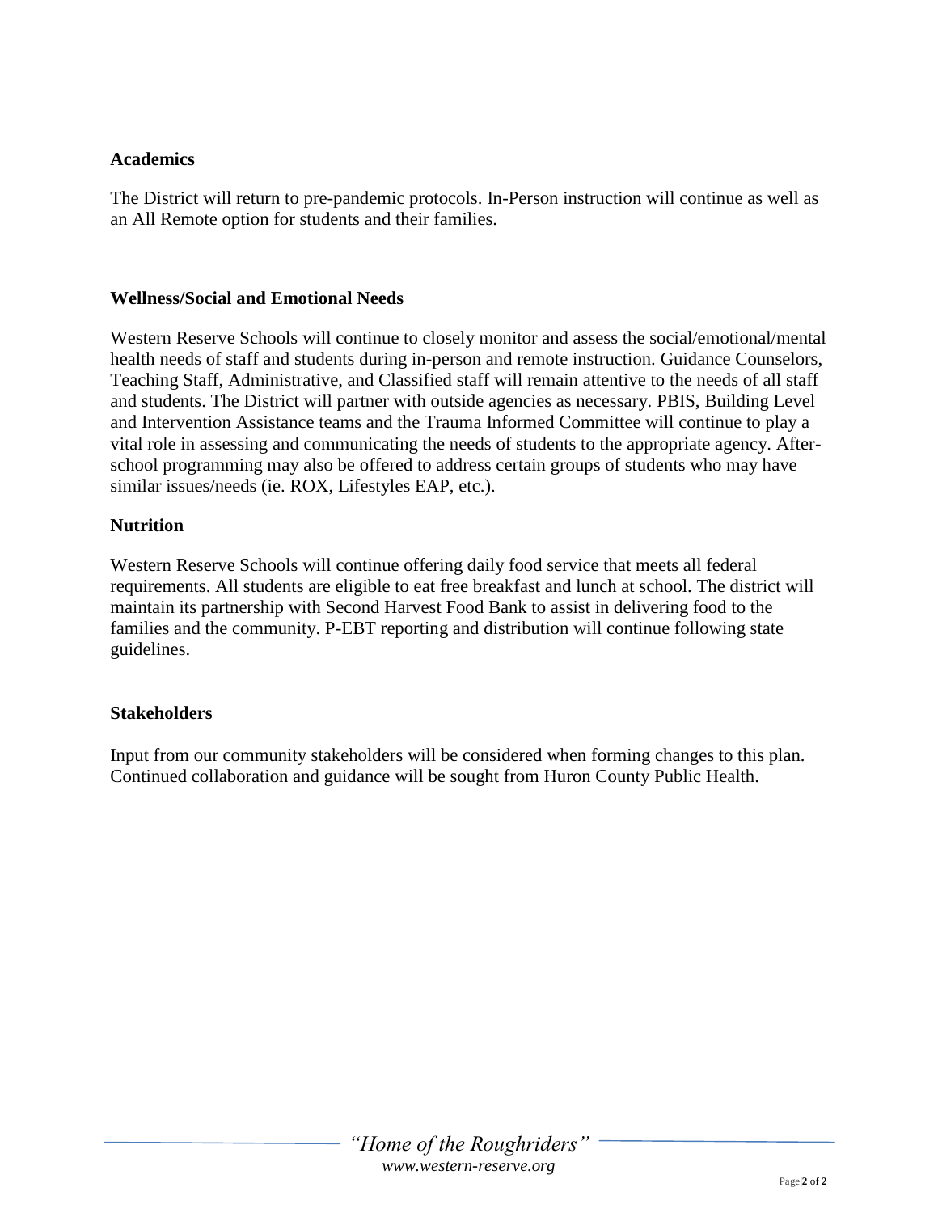**Academics**

The District will return to pre-pandemic protocols. In-Person instruction will continue as well as an All Remote option for students and their families.

**Wellness/Social and Emotional Needs**

Western Reserve Schools will continue to closely monitor and assess the social/emotional/mental health needs of staff and students during in-person and remote instruction. Guidance Counselors, Teaching Staff, Administrative, and Classified staff will remain attentive to the needs of all staff and students. The District will partner with outside agencies as necessary. PBIS, Building Level and Intervention Assistance teams and the Trauma Informed Committee will continue to play a vital role in assessing and communicating the needs of students to the appropriate agency. After-school programming may also be offered to address certain groups of students who may have similar issues/needs (ie. ROX, Lifestyles EAP, etc.).

**Nutrition**

Western Reserve Schools will continue offering daily food service that meets all federal requirements. All students are eligible to eat free breakfast and lunch at school. The district will maintain its partnership with Second Harvest Food Bank to assist in delivering food to the families and the community. P-EBT reporting and distribution will continue following state guidelines.

**Stakeholders**

Input from our community stakeholders will be considered when forming changes to this plan. Continued collaboration and guidance will be sought from Huron County Public Health.